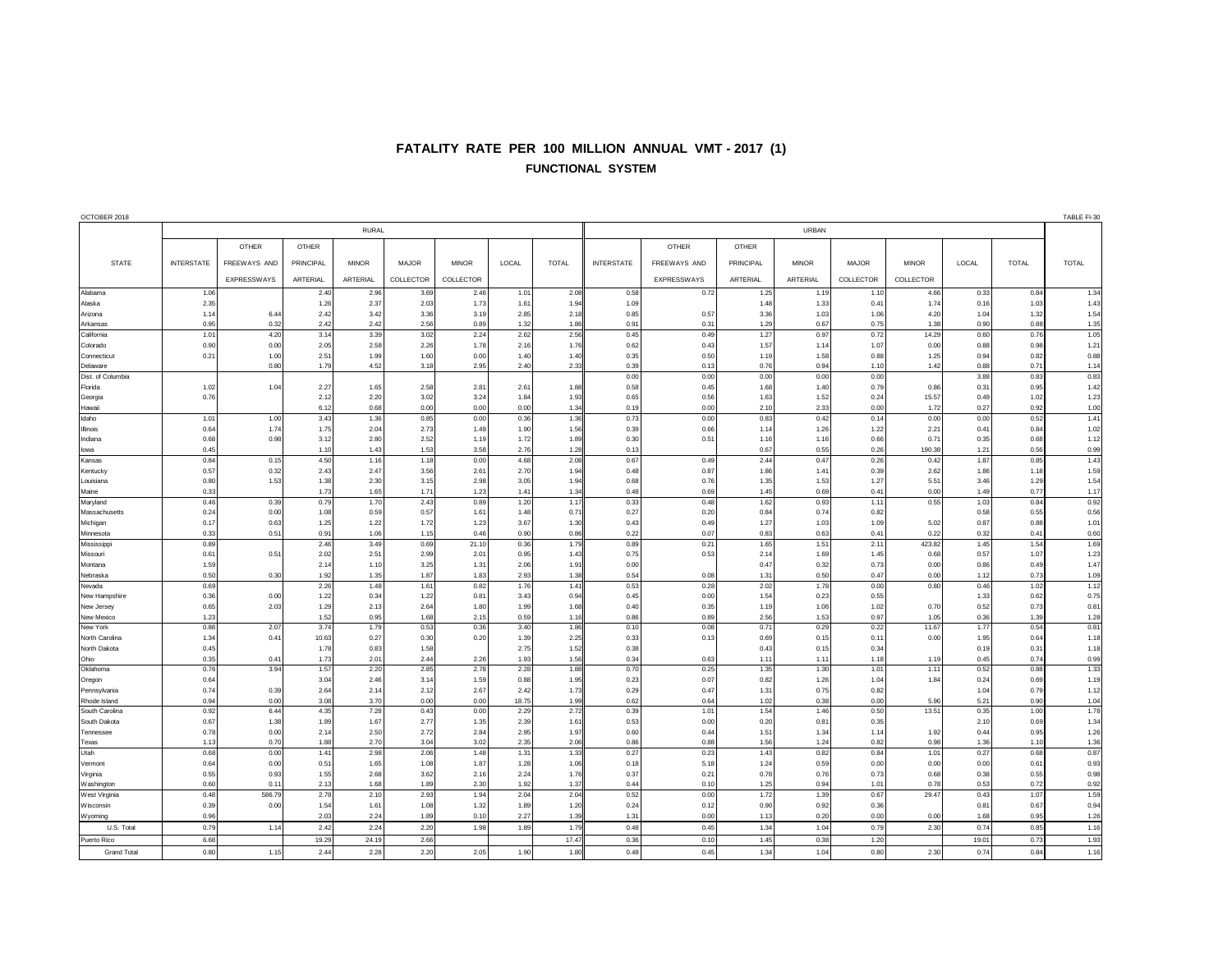# FATALITY RATE PER 100 MILLION ANNUAL VMT - 2017 (1)

## FUNCTIONAL SYSTEM

OCTOBER 2018 TABLE FI-30

| STATE | RURAL | | | | | | | | URBAN | | | | | | | | TOTAL |
|---|---|---|---|---|---|---|---|---|---|---|---|---|---|---|---|---|---|
| | INTERSTATE | OTHER FREEWAYS AND EXPRESSWAYS | OTHER PRINCIPAL ARTERIAL | MINOR ARTERIAL | MAJOR COLLECTOR | MINOR COLLECTOR | LOCAL | TOTAL | INTERSTATE | OTHER FREEWAYS AND EXPRESSWAYS | OTHER PRINCIPAL ARTERIAL | MINOR ARTERIAL | MAJOR COLLECTOR | MINOR COLLECTOR | LOCAL | TOTAL | |
| Alabama | 1.06 | | 2.40 | 2.96 | 3.69 | 2.46 | 1.01 | 2.08 | 0.58 | 0.72 | 1.25 | 1.19 | 1.10 | 4.66 | 0.33 | 0.84 | 1.34 |
| Alaska | 2.35 | | 1.26 | 2.37 | 2.03 | 1.73 | 1.61 | 1.94 | 1.09 | | 1.48 | 1.33 | 0.41 | 1.74 | 0.16 | 1.03 | 1.43 |
| Arizona | 1.14 | 6.44 | 2.42 | 3.42 | 3.36 | 3.19 | 2.85 | 2.18 | 0.85 | 0.57 | 3.36 | 1.03 | 1.06 | 4.20 | 1.04 | 1.32 | 1.54 |
| Arkansas | 0.95 | 0.32 | 2.42 | 2.42 | 2.56 | 0.89 | 1.32 | 1.86 | 0.91 | 0.31 | 1.29 | 0.67 | 0.75 | 1.38 | 0.90 | 0.88 | 1.35 |
| California | 1.01 | 4.20 | 3.14 | 3.39 | 3.02 | 2.24 | 2.62 | 2.56 | 0.45 | 0.49 | 1.27 | 0.97 | 0.72 | 14.29 | 0.60 | 0.76 | 1.05 |
| Colorado | 0.90 | 0.00 | 2.05 | 2.58 | 2.26 | 1.78 | 2.16 | 1.76 | 0.62 | 0.43 | 1.57 | 1.14 | 1.07 | 0.00 | 0.88 | 0.98 | 1.21 |
| Connecticut | 0.21 | 1.00 | 2.51 | 1.99 | 1.60 | 0.00 | 1.40 | 1.40 | 0.35 | 0.50 | 1.19 | 1.58 | 0.88 | 1.25 | 0.94 | 0.82 | 0.88 |
| Delaware | | 0.80 | 1.79 | 4.52 | 3.18 | 2.95 | 2.40 | 2.33 | 0.39 | 0.13 | 0.76 | 0.94 | 1.10 | 1.42 | 0.88 | 0.71 | 1.14 |
| Dist. of Columbia | | | | | | | | | 0.00 | 0.00 | 0.00 | 0.00 | 0.00 | | 3.88 | 0.83 | 0.83 |
| Florida | 1.02 | 1.04 | 2.27 | 1.65 | 2.58 | 2.81 | 2.61 | 1.88 | 0.58 | 0.45 | 1.68 | 1.40 | 0.79 | 0.86 | 0.31 | 0.95 | 1.42 |
| Georgia | 0.76 | | 2.12 | 2.20 | 3.02 | 3.24 | 1.84 | 1.93 | 0.65 | 0.56 | 1.63 | 1.52 | 0.24 | 15.57 | 0.49 | 1.02 | 1.23 |
| Hawaii | | | 6.12 | 0.68 | 0.00 | 0.00 | 0.00 | 1.34 | 0.19 | 0.00 | 2.10 | 2.33 | 0.00 | 1.72 | 0.27 | 0.92 | 1.00 |
| Idaho | 1.01 | 1.00 | 3.43 | 1.36 | 0.85 | 0.00 | 0.36 | 1.36 | 0.73 | 0.00 | 0.83 | 0.42 | 0.14 | 0.00 | 0.00 | 0.52 | 1.41 |
| Illinois | 0.64 | 1.74 | 1.75 | 2.04 | 2.73 | 1.49 | 1.90 | 1.56 | 0.39 | 0.66 | 1.14 | 1.26 | 1.22 | 2.21 | 0.41 | 0.84 | 1.02 |
| Indiana | 0.68 | 0.98 | 3.12 | 2.80 | 2.52 | 1.19 | 1.72 | 1.89 | 0.30 | 0.51 | 1.16 | 1.16 | 0.66 | 0.71 | 0.35 | 0.68 | 1.12 |
| Iowa | 0.45 | | 1.10 | 1.43 | 1.53 | 3.58 | 2.76 | 1.28 | 0.13 | | 0.67 | 0.55 | 0.26 | 190.38 | 1.21 | 0.56 | 0.99 |
| Kansas | 0.84 | 0.15 | 4.50 | 1.16 | 1.18 | 0.00 | 4.68 | 2.08 | 0.67 | 0.49 | 2.44 | 0.47 | 0.26 | 0.42 | 1.87 | 0.85 | 1.43 |
| Kentucky | 0.57 | 0.32 | 2.43 | 2.47 | 3.56 | 2.61 | 2.70 | 1.94 | 0.48 | 0.87 | 1.86 | 1.41 | 0.39 | 2.62 | 1.86 | 1.18 | 1.59 |
| Louisiana | 0.80 | 1.53 | 1.38 | 2.30 | 3.15 | 2.98 | 3.05 | 1.94 | 0.68 | 0.76 | 1.35 | 1.53 | 1.27 | 5.51 | 3.46 | 1.29 | 1.54 |
| Maine | 0.33 | | 1.73 | 1.65 | 1.71 | 1.23 | 1.41 | 1.34 | 0.48 | 0.69 | 1.45 | 0.69 | 0.41 | 0.00 | 1.49 | 0.77 | 1.17 |
| Maryland | 0.46 | 0.39 | 0.79 | 1.70 | 2.43 | 0.89 | 1.20 | 1.17 | 0.33 | 0.48 | 1.62 | 0.93 | 1.11 | 0.55 | 1.03 | 0.84 | 0.92 |
| Massachusetts | 0.24 | 0.00 | 1.08 | 0.59 | 0.57 | 1.61 | 1.48 | 0.71 | 0.27 | 0.20 | 0.84 | 0.74 | 0.82 | | 0.58 | 0.55 | 0.56 |
| Michigan | 0.17 | 0.63 | 1.25 | 1.22 | 1.72 | 1.23 | 3.67 | 1.30 | 0.43 | 0.49 | 1.27 | 1.03 | 1.09 | 5.02 | 0.87 | 0.88 | 1.01 |
| Minnesota | 0.33 | 0.51 | 0.91 | 1.06 | 1.15 | 0.46 | 0.90 | 0.86 | 0.22 | 0.07 | 0.83 | 0.63 | 0.41 | 0.22 | 0.32 | 0.41 | 0.60 |
| Mississippi | 0.89 | | 2.46 | 3.49 | 0.69 | 21.10 | 0.36 | 1.79 | 0.89 | 0.21 | 1.65 | 1.51 | 2.11 | 423.82 | 1.45 | 1.54 | 1.69 |
| Missouri | 0.61 | 0.51 | 2.02 | 2.51 | 2.99 | 2.01 | 0.95 | 1.43 | 0.75 | 0.53 | 2.14 | 1.69 | 1.45 | 0.68 | 0.57 | 1.07 | 1.23 |
| Montana | 1.59 | | 2.14 | 1.10 | 3.25 | 1.31 | 2.06 | 1.91 | 0.00 | | 0.47 | 0.32 | 0.73 | 0.00 | 0.86 | 0.49 | 1.47 |
| Nebraska | 0.50 | 0.30 | 1.92 | 1.35 | 1.87 | 1.83 | 2.93 | 1.38 | 0.54 | 0.08 | 1.31 | 0.50 | 0.47 | 0.00 | 1.12 | 0.73 | 1.09 |
| Nevada | 0.69 | | 2.26 | 1.48 | 1.61 | 0.82 | 1.76 | 1.41 | 0.53 | 0.28 | 2.02 | 1.78 | 0.00 | 0.80 | 0.46 | 1.02 | 1.12 |
| New Hampshire | 0.36 | 0.00 | 1.22 | 0.34 | 1.22 | 0.81 | 3.43 | 0.94 | 0.45 | 0.00 | 1.54 | 0.23 | 0.55 | | 1.33 | 0.62 | 0.75 |
| New Jersey | 0.65 | 2.03 | 1.29 | 2.13 | 2.64 | 1.80 | 1.99 | 1.68 | 0.40 | 0.35 | 1.19 | 1.06 | 1.02 | 0.70 | 0.52 | 0.73 | 0.81 |
| New Mexico | 1.23 | | 1.52 | 0.95 | 1.68 | 2.15 | 0.59 | 1.16 | 0.86 | 0.89 | 2.56 | 1.53 | 0.97 | 1.05 | 0.36 | 1.39 | 1.28 |
| New York | 0.88 | 2.07 | 3.74 | 1.79 | 0.53 | 0.36 | 3.40 | 1.86 | 0.10 | 0.08 | 0.71 | 0.29 | 0.22 | 11.67 | 1.77 | 0.54 | 0.81 |
| North Carolina | 1.34 | 0.41 | 10.63 | 0.27 | 0.30 | 0.20 | 1.39 | 2.25 | 0.33 | 0.13 | 0.69 | 0.15 | 0.11 | 0.00 | 1.95 | 0.64 | 1.18 |
| North Dakota | 0.45 | | 1.78 | 0.83 | 1.58 | | 2.75 | 1.52 | 0.38 | | 0.43 | 0.15 | 0.34 | | 0.19 | 0.31 | 1.18 |
| Ohio | 0.35 | 0.41 | 1.73 | 2.01 | 2.44 | 2.26 | 1.93 | 1.56 | 0.34 | 0.63 | 1.11 | 1.11 | 1.18 | 1.19 | 0.45 | 0.74 | 0.99 |
| Oklahoma | 0.76 | 3.94 | 1.57 | 2.20 | 2.85 | 2.78 | 2.28 | 1.88 | 0.70 | 0.25 | 1.35 | 1.30 | 1.01 | 1.11 | 0.52 | 0.88 | 1.33 |
| Oregon | 0.64 | | 3.04 | 2.46 | 3.14 | 1.59 | 0.88 | 1.95 | 0.23 | 0.07 | 0.82 | 1.26 | 1.04 | 1.84 | 0.24 | 0.69 | 1.19 |
| Pennsylvania | 0.74 | 0.39 | 2.64 | 2.14 | 2.12 | 2.67 | 2.42 | 1.73 | 0.29 | 0.47 | 1.31 | 0.75 | 0.82 | | 1.04 | 0.79 | 1.12 |
| Rhode Island | 0.94 | 0.00 | 3.08 | 3.70 | 0.00 | 0.00 | 18.75 | 1.99 | 0.62 | 0.64 | 1.02 | 0.38 | 0.00 | 5.96 | 5.21 | 0.90 | 1.04 |
| South Carolina | 0.92 | 6.44 | 4.35 | 7.28 | 0.43 | 0.00 | 2.29 | 2.72 | 0.39 | 1.01 | 1.54 | 1.46 | 0.50 | 13.51 | 0.35 | 1.00 | 1.78 |
| South Dakota | 0.67 | 1.38 | 1.89 | 1.67 | 2.77 | 1.35 | 2.39 | 1.61 | 0.53 | 0.00 | 0.20 | 0.81 | 0.35 | | 2.10 | 0.69 | 1.34 |
| Tennessee | 0.78 | 0.00 | 2.14 | 2.50 | 2.72 | 2.84 | 2.95 | 1.97 | 0.60 | 0.44 | 1.51 | 1.34 | 1.14 | 1.92 | 0.44 | 0.95 | 1.26 |
| Texas | 1.13 | 0.70 | 1.88 | 2.70 | 3.04 | 3.02 | 2.35 | 2.06 | 0.86 | 0.88 | 1.56 | 1.24 | 0.82 | 0.98 | 1.36 | 1.10 | 1.36 |
| Utah | 0.68 | 0.00 | 1.41 | 2.98 | 2.06 | 1.48 | 1.31 | 1.33 | 0.27 | 0.23 | 1.43 | 0.82 | 0.84 | 1.01 | 0.27 | 0.68 | 0.87 |
| Vermont | 0.64 | 0.00 | 0.51 | 1.65 | 1.08 | 1.87 | 1.28 | 1.06 | 0.18 | 5.18 | 1.24 | 0.59 | 0.00 | 0.00 | 0.00 | 0.61 | 0.93 |
| Virginia | 0.55 | 0.93 | 1.55 | 2.68 | 3.62 | 2.16 | 2.24 | 1.76 | 0.37 | 0.21 | 0.78 | 0.76 | 0.73 | 0.68 | 0.38 | 0.55 | 0.98 |
| Washington | 0.60 | 0.11 | 2.13 | 1.68 | 1.89 | 2.30 | 1.92 | 1.37 | 0.44 | 0.10 | 1.25 | 0.94 | 1.01 | 0.78 | 0.53 | 0.72 | 0.92 |
| West Virginia | 0.48 | 586.79 | 2.78 | 2.10 | 2.93 | 1.94 | 2.04 | 2.04 | 0.52 | 0.00 | 1.72 | 1.39 | 0.67 | 29.47 | 0.43 | 1.07 | 1.59 |
| Wisconsin | 0.39 | 0.00 | 1.54 | 1.61 | 1.08 | 1.32 | 1.89 | 1.20 | 0.24 | 0.12 | 0.90 | 0.92 | 0.36 | | 0.81 | 0.67 | 0.94 |
| Wyoming | 0.96 | | 2.03 | 2.24 | 1.89 | 0.10 | 2.27 | 1.39 | 1.31 | 0.00 | 1.13 | 0.20 | 0.00 | 0.00 | 1.68 | 0.95 | 1.26 |
| U.S. Total | 0.79 | 1.14 | 2.42 | 2.24 | 2.20 | 1.98 | 1.89 | 1.79 | 0.48 | 0.45 | 1.34 | 1.04 | 0.79 | 2.30 | 0.74 | 0.85 | 1.16 |
| Puerto Rico | 6.68 | | 19.29 | 24.19 | 2.66 | | | 17.47 | 0.36 | 0.10 | 1.45 | 0.38 | 1.20 | | 19.01 | 0.73 | 1.93 |
| Grand Total | 0.80 | 1.15 | 2.44 | 2.28 | 2.20 | 2.05 | 1.90 | 1.80 | 0.48 | 0.45 | 1.34 | 1.04 | 0.80 | 2.30 | 0.74 | 0.84 | 1.16 |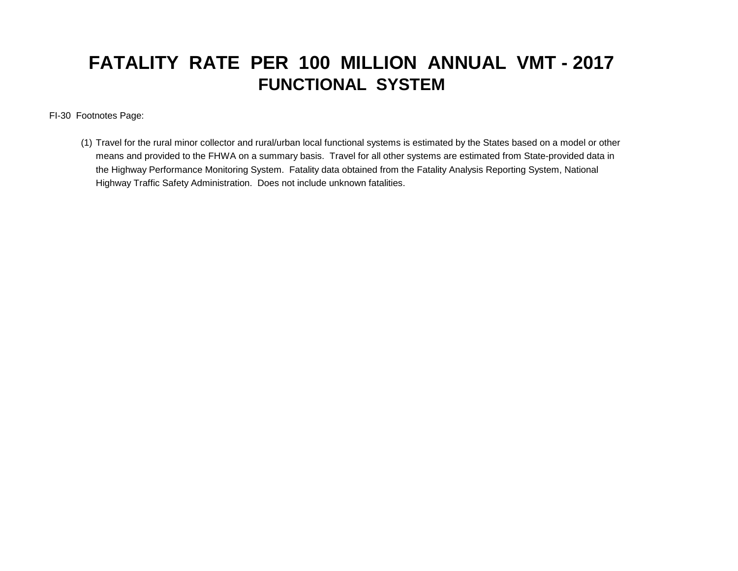# FATALITY RATE PER 100 MILLION ANNUAL VMT - 2017
## FUNCTIONAL SYSTEM

FI-30 Footnotes Page:

(1) Travel for the rural minor collector and rural/urban local functional systems is estimated by the States based on a model or other means and provided to the FHWA on a summary basis. Travel for all other systems are estimated from State-provided data in the Highway Performance Monitoring System. Fatality data obtained from the Fatality Analysis Reporting System, National Highway Traffic Safety Administration. Does not include unknown fatalities.